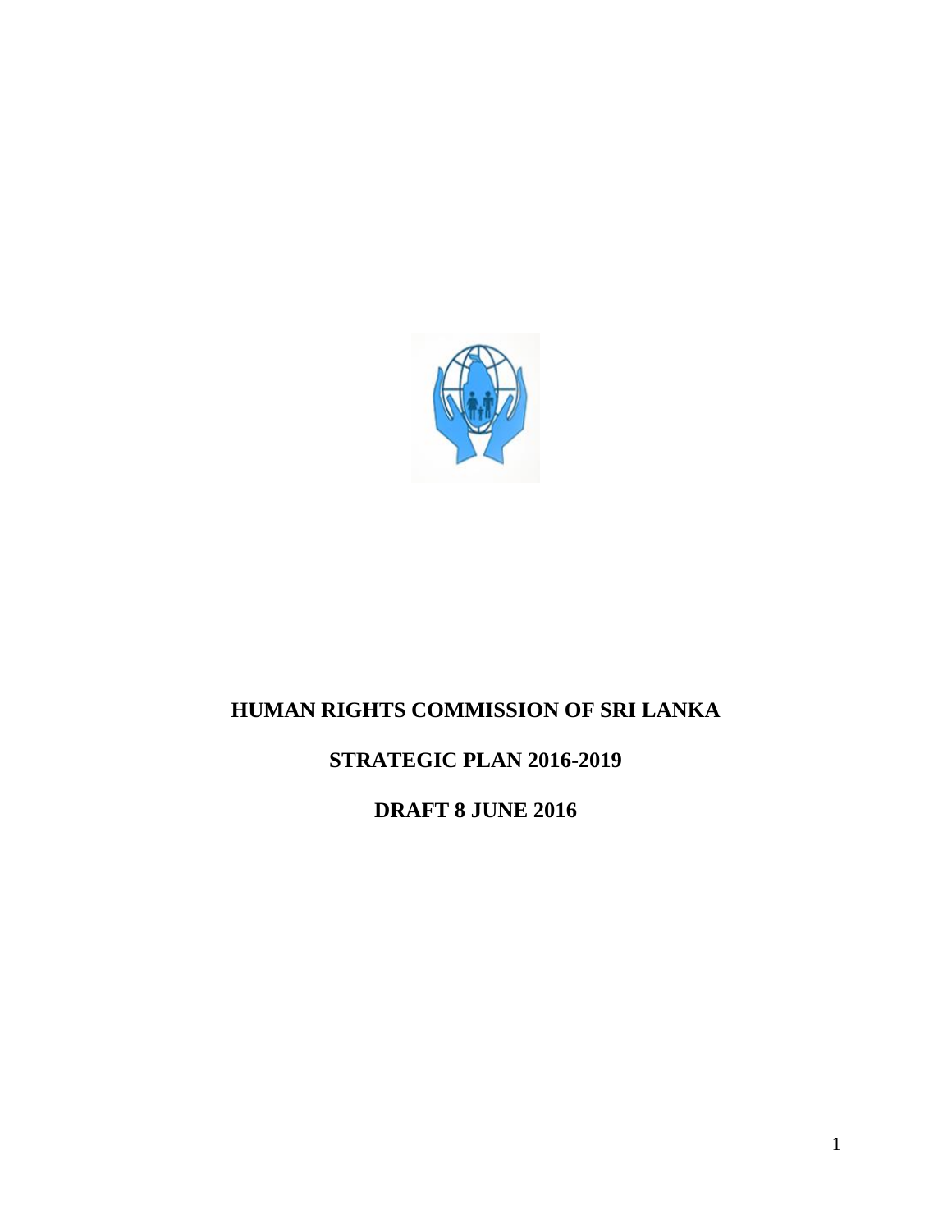# HUMAN RIGHTS COMMISSION OF SRI LANKA

## STRATEGIC PLAN 2016-2019

## DRAFT 8 JUNE 2016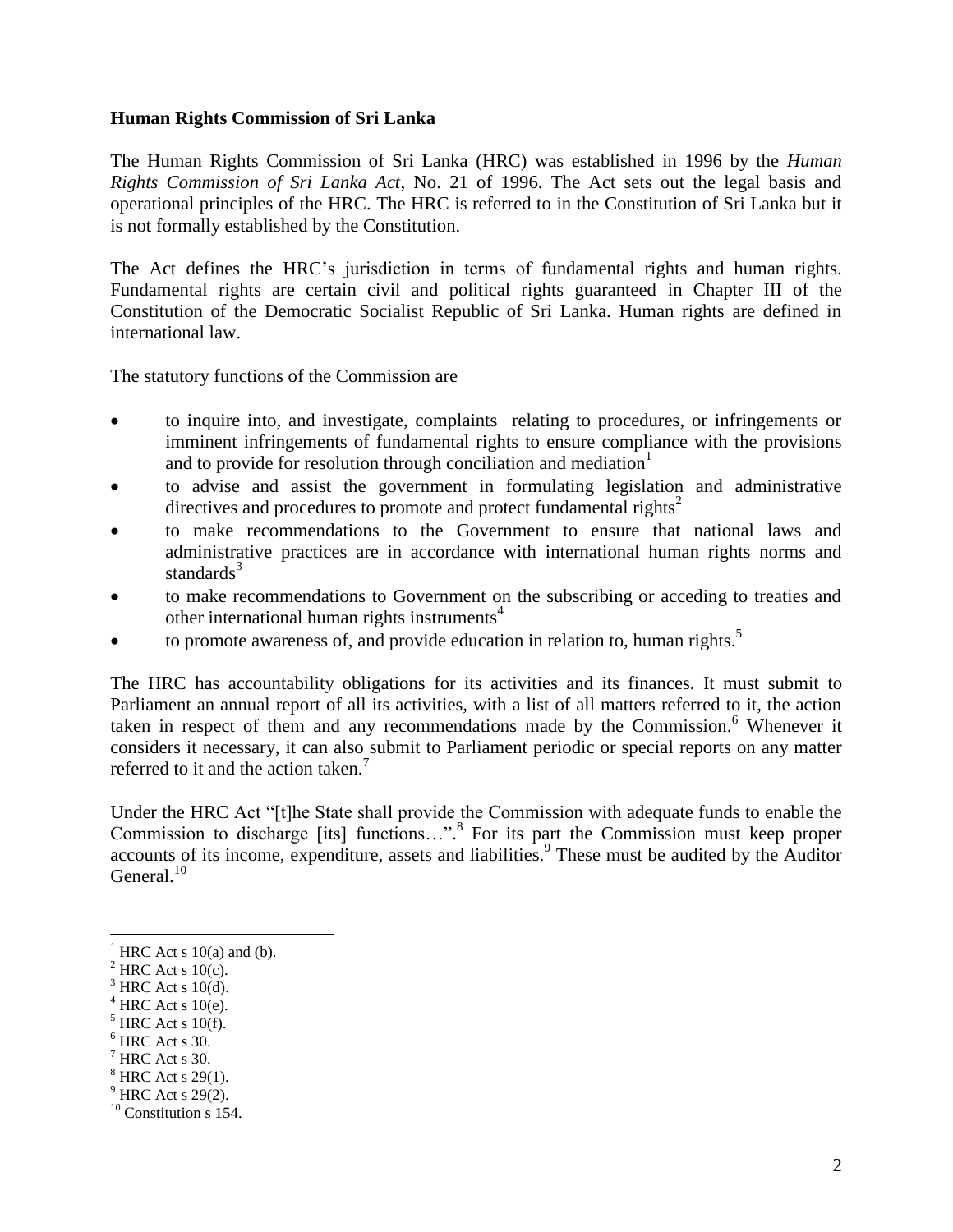**Human Rights Commission of Sri Lanka**

The Human Rights Commission of Sri Lanka (HRC) was established in 1996 by the *Human Rights Commission of Sri Lanka Act*, No. 21 of 1996. The Act sets out the legal basis and operational principles of the HRC. The HRC is referred to in the Constitution of Sri Lanka but it is not formally established by the Constitution.

The Act defines the HRC's jurisdiction in terms of fundamental rights and human rights. Fundamental rights are certain civil and political rights guaranteed in Chapter III of the Constitution of the Democratic Socialist Republic of Sri Lanka. Human rights are defined in international law.

The statutory functions of the Commission are

- to inquire into, and investigate, complaints relating to procedures, or infringements or imminent infringements of fundamental rights to ensure compliance with the provisions and to provide for resolution through conciliation and mediation[1]
- to advise and assist the government in formulating legislation and administrative directives and procedures to promote and protect fundamental rights[2]
- to make recommendations to the Government to ensure that national laws and administrative practices are in accordance with international human rights norms and standards[3]
- to make recommendations to Government on the subscribing or acceding to treaties and other international human rights instruments[4]
- to promote awareness of, and provide education in relation to, human rights.[5]

The HRC has accountability obligations for its activities and its finances. It must submit to Parliament an annual report of all its activities, with a list of all matters referred to it, the action taken in respect of them and any recommendations made by the Commission.[6] Whenever it considers it necessary, it can also submit to Parliament periodic or special reports on any matter referred to it and the action taken.[7]

Under the HRC Act "[t]he State shall provide the Commission with adequate funds to enable the Commission to discharge [its] functions…".[8] For its part the Commission must keep proper accounts of its income, expenditure, assets and liabilities.[9] These must be audited by the Auditor General.[10]

---

[1] HRC Act s 10(a) and (b).
[2] HRC Act s 10(c).
[3] HRC Act s 10(d).
[4] HRC Act s 10(e).
[5] HRC Act s 10(f).
[6] HRC Act s 30.
[7] HRC Act s 30.
[8] HRC Act s 29(1).
[9] HRC Act s 29(2).
[10] Constitution s 154.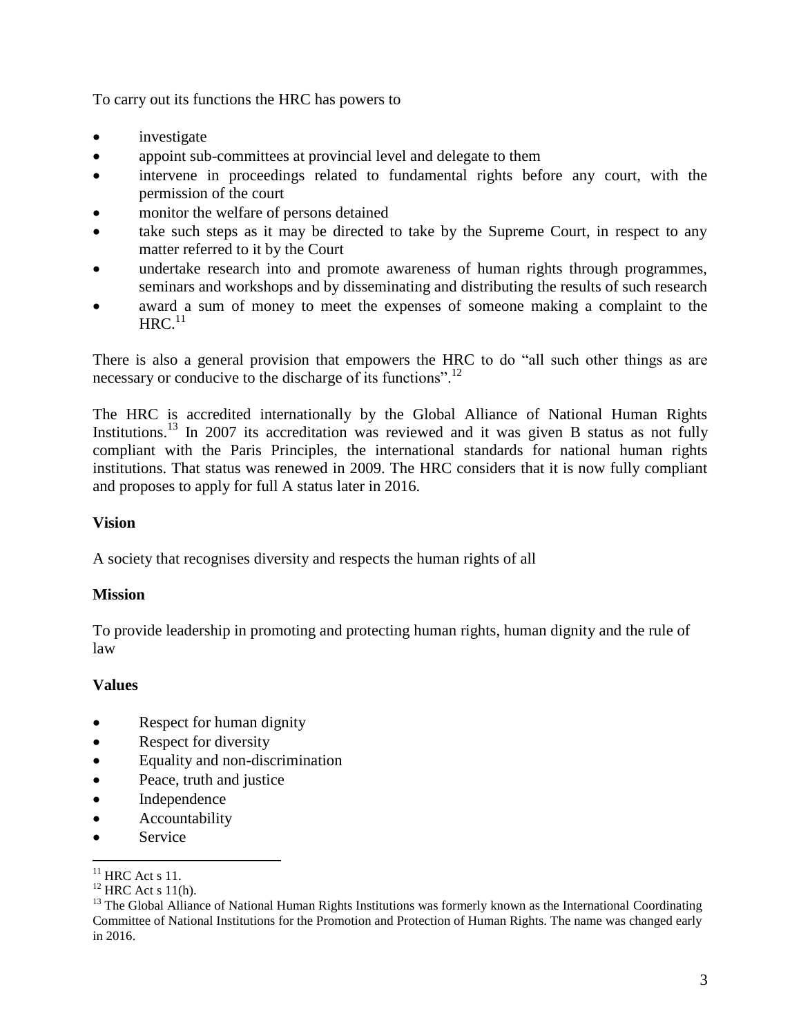To carry out its functions the HRC has powers to

- investigate
- appoint sub-committees at provincial level and delegate to them
- intervene in proceedings related to fundamental rights before any court, with the permission of the court
- monitor the welfare of persons detained
- take such steps as it may be directed to take by the Supreme Court, in respect to any matter referred to it by the Court
- undertake research into and promote awareness of human rights through programmes, seminars and workshops and by disseminating and distributing the results of such research
- award a sum of money to meet the expenses of someone making a complaint to the HRC.[11]

There is also a general provision that empowers the HRC to do "all such other things as are necessary or conducive to the discharge of its functions".[12]

The HRC is accredited internationally by the Global Alliance of National Human Rights Institutions.[13] In 2007 its accreditation was reviewed and it was given B status as not fully compliant with the Paris Principles, the international standards for national human rights institutions. That status was renewed in 2009. The HRC considers that it is now fully compliant and proposes to apply for full A status later in 2016.

**Vision**

A society that recognises diversity and respects the human rights of all

**Mission**

To provide leadership in promoting and protecting human rights, human dignity and the rule of law

**Values**

- Respect for human dignity
- Respect for diversity
- Equality and non-discrimination
- Peace, truth and justice
- Independence
- Accountability
- Service

---

[11] HRC Act s 11.

[12] HRC Act s 11(h).

[13] The Global Alliance of National Human Rights Institutions was formerly known as the International Coordinating Committee of National Institutions for the Promotion and Protection of Human Rights. The name was changed early in 2016.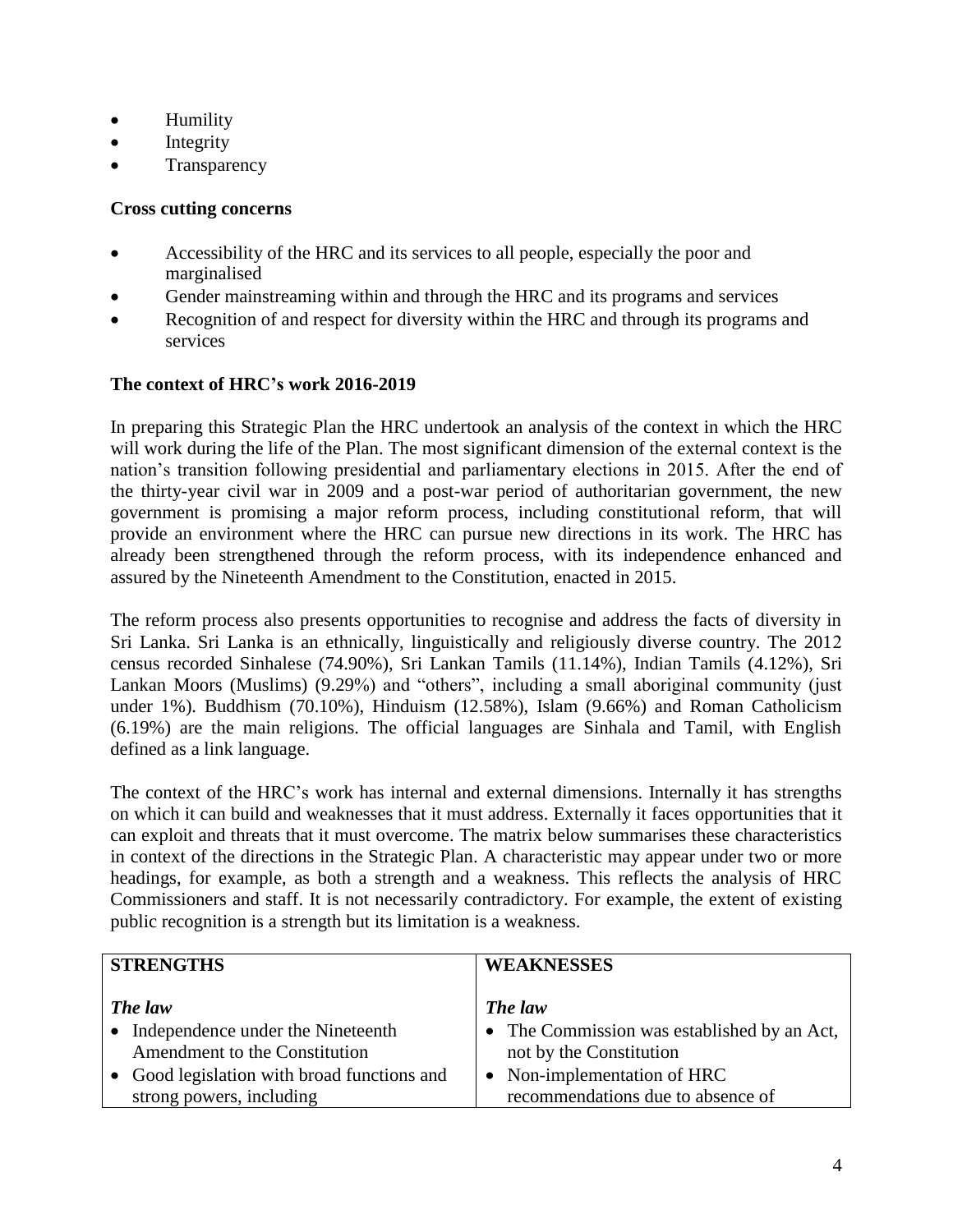- Humility
- Integrity
- Transparency

**Cross cutting concerns**

- Accessibility of the HRC and its services to all people, especially the poor and marginalised
- Gender mainstreaming within and through the HRC and its programs and services
- Recognition of and respect for diversity within the HRC and through its programs and services

**The context of HRC's work 2016-2019**

In preparing this Strategic Plan the HRC undertook an analysis of the context in which the HRC will work during the life of the Plan. The most significant dimension of the external context is the nation's transition following presidential and parliamentary elections in 2015. After the end of the thirty-year civil war in 2009 and a post-war period of authoritarian government, the new government is promising a major reform process, including constitutional reform, that will provide an environment where the HRC can pursue new directions in its work. The HRC has already been strengthened through the reform process, with its independence enhanced and assured by the Nineteenth Amendment to the Constitution, enacted in 2015.

The reform process also presents opportunities to recognise and address the facts of diversity in Sri Lanka. Sri Lanka is an ethnically, linguistically and religiously diverse country. The 2012 census recorded Sinhalese (74.90%), Sri Lankan Tamils (11.14%), Indian Tamils (4.12%), Sri Lankan Moors (Muslims) (9.29%) and "others", including a small aboriginal community (just under 1%). Buddhism (70.10%), Hinduism (12.58%), Islam (9.66%) and Roman Catholicism (6.19%) are the main religions. The official languages are Sinhala and Tamil, with English defined as a link language.

The context of the HRC's work has internal and external dimensions. Internally it has strengths on which it can build and weaknesses that it must address. Externally it faces opportunities that it can exploit and threats that it must overcome. The matrix below summarises these characteristics in context of the directions in the Strategic Plan. A characteristic may appear under two or more headings, for example, as both a strength and a weakness. This reflects the analysis of HRC Commissioners and staff. It is not necessarily contradictory. For example, the extent of existing public recognition is a strength but its limitation is a weakness.

| STRENGTHS | WEAKNESSES |
| --- | --- |
| ***The law***<br>• Independence under the Nineteenth Amendment to the Constitution<br>• Good legislation with broad functions and strong powers, including | ***The law***<br>• The Commission was established by an Act, not by the Constitution<br>• Non-implementation of HRC recommendations due to absence of |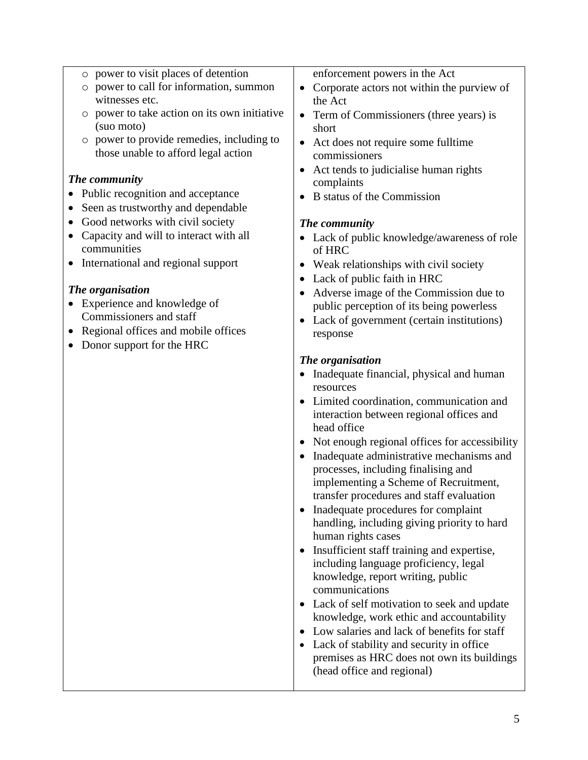| | |
|---|---|
| ○ power to visit places of detention<br>○ power to call for information, summon witnesses etc.<br>○ power to take action on its own initiative (suo moto)<br>○ power to provide remedies, including to those unable to afford legal action<br><br>***The community***<br>• Public recognition and acceptance<br>• Seen as trustworthy and dependable<br>• Good networks with civil society<br>• Capacity and will to interact with all communities<br>• International and regional support<br><br>***The organisation***<br>• Experience and knowledge of Commissioners and staff<br>• Regional offices and mobile offices<br>• Donor support for the HRC | enforcement powers in the Act<br>• Corporate actors not within the purview of the Act<br>• Term of Commissioners (three years) is short<br>• Act does not require some fulltime commissioners<br>• Act tends to judicialise human rights complaints<br>• B status of the Commission<br><br>***The community***<br>• Lack of public knowledge/awareness of role of HRC<br>• Weak relationships with civil society<br>• Lack of public faith in HRC<br>• Adverse image of the Commission due to public perception of its being powerless<br>• Lack of government (certain institutions) response<br><br>***The organisation***<br>• Inadequate financial, physical and human resources<br>• Limited coordination, communication and interaction between regional offices and head office<br>• Not enough regional offices for accessibility<br>• Inadequate administrative mechanisms and processes, including finalising and implementing a Scheme of Recruitment, transfer procedures and staff evaluation<br>• Inadequate procedures for complaint handling, including giving priority to hard human rights cases<br>• Insufficient staff training and expertise, including language proficiency, legal knowledge, report writing, public communications<br>• Lack of self motivation to seek and update knowledge, work ethic and accountability<br>• Low salaries and lack of benefits for staff<br>• Lack of stability and security in office premises as HRC does not own its buildings (head office and regional) |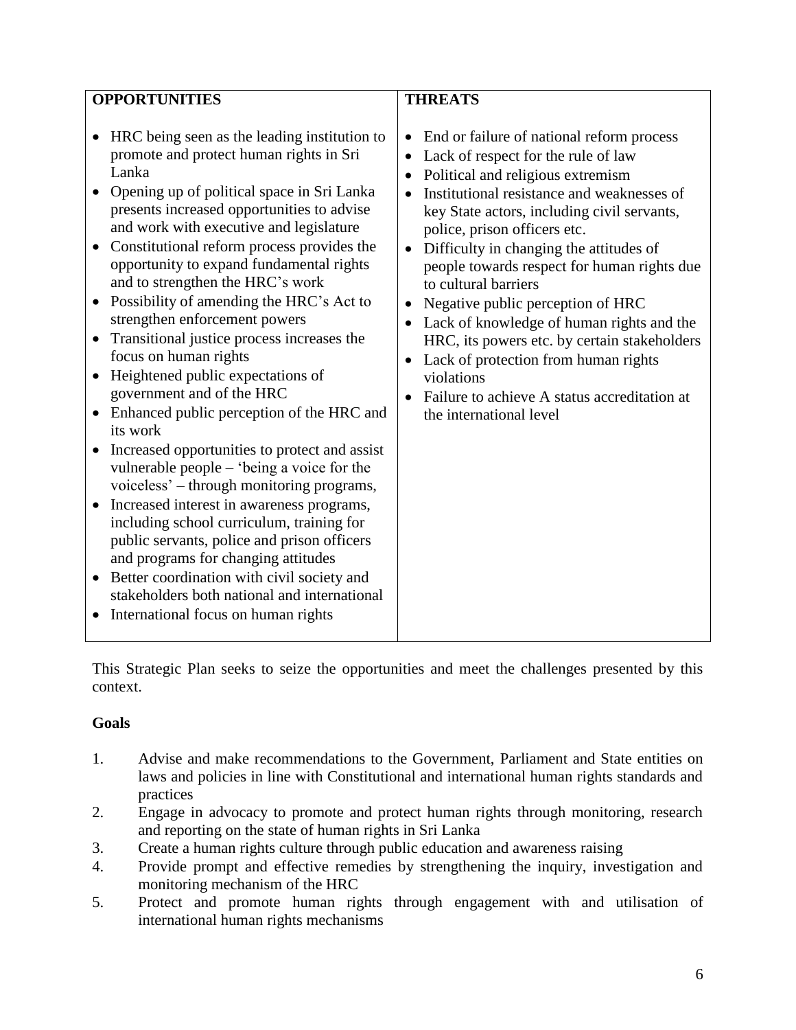| **OPPORTUNITIES** | **THREATS** |
|---|---|
| • HRC being seen as the leading institution to promote and protect human rights in Sri Lanka<br>• Opening up of political space in Sri Lanka presents increased opportunities to advise and work with executive and legislature<br>• Constitutional reform process provides the opportunity to expand fundamental rights and to strengthen the HRC's work<br>• Possibility of amending the HRC's Act to strengthen enforcement powers<br>• Transitional justice process increases the focus on human rights<br>• Heightened public expectations of government and of the HRC<br>• Enhanced public perception of the HRC and its work<br>• Increased opportunities to protect and assist vulnerable people – 'being a voice for the voiceless' – through monitoring programs,<br>• Increased interest in awareness programs, including school curriculum, training for public servants, police and prison officers and programs for changing attitudes<br>• Better coordination with civil society and stakeholders both national and international<br>• International focus on human rights | • End or failure of national reform process<br>• Lack of respect for the rule of law<br>• Political and religious extremism<br>• Institutional resistance and weaknesses of key State actors, including civil servants, police, prison officers etc.<br>• Difficulty in changing the attitudes of people towards respect for human rights due to cultural barriers<br>• Negative public perception of HRC<br>• Lack of knowledge of human rights and the HRC, its powers etc. by certain stakeholders<br>• Lack of protection from human rights violations<br>• Failure to achieve A status accreditation at the international level |

This Strategic Plan seeks to seize the opportunities and meet the challenges presented by this context.

**Goals**

1. Advise and make recommendations to the Government, Parliament and State entities on laws and policies in line with Constitutional and international human rights standards and practices
2. Engage in advocacy to promote and protect human rights through monitoring, research and reporting on the state of human rights in Sri Lanka
3. Create a human rights culture through public education and awareness raising
4. Provide prompt and effective remedies by strengthening the inquiry, investigation and monitoring mechanism of the HRC
5. Protect and promote human rights through engagement with and utilisation of international human rights mechanisms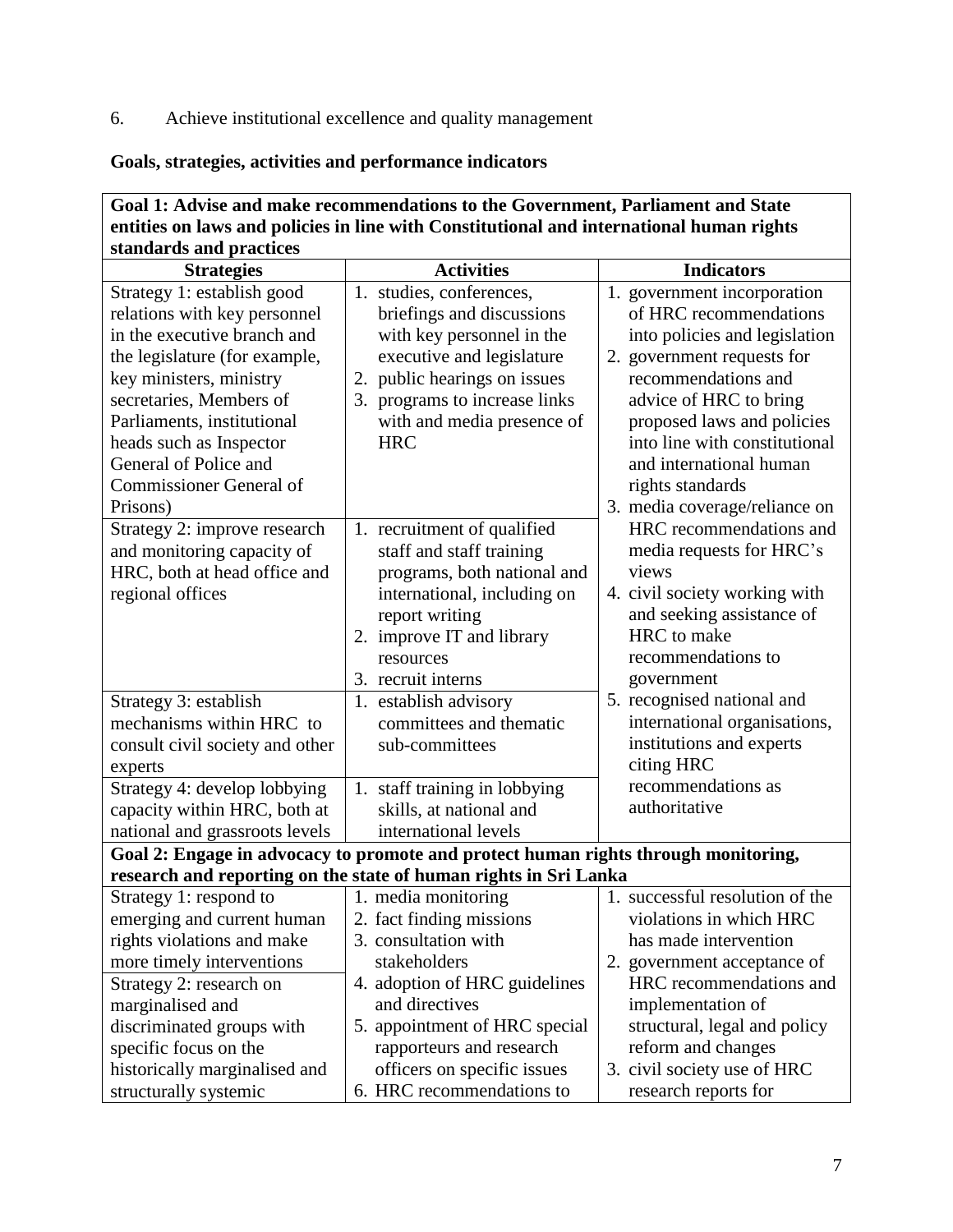6. Achieve institutional excellence and quality management

**Goals, strategies, activities and performance indicators**

| **Goal 1: Advise and make recommendations to the Government, Parliament and State entities on laws and policies in line with Constitutional and international human rights standards and practices** | | |
|---|---|---|
| **Strategies** | **Activities** | **Indicators** |
| Strategy 1: establish good relations with key personnel in the executive branch and the legislature (for example, key ministers, ministry secretaries, Members of Parliaments, institutional heads such as Inspector General of Police and Commissioner General of Prisons) | 1. studies, conferences, briefings and discussions with key personnel in the executive and legislature<br>2. public hearings on issues<br>3. programs to increase links with and media presence of HRC | 1. government incorporation of HRC recommendations into policies and legislation<br>2. government requests for recommendations and advice of HRC to bring proposed laws and policies into line with constitutional and international human rights standards<br>3. media coverage/reliance on HRC recommendations and media requests for HRC's views<br>4. civil society working with and seeking assistance of HRC to make recommendations to government<br>5. recognised national and international organisations, institutions and experts citing HRC recommendations as authoritative |
| Strategy 2: improve research and monitoring capacity of HRC, both at head office and regional offices | 1. recruitment of qualified staff and staff training programs, both national and international, including on report writing<br>2. improve IT and library resources<br>3. recruit interns | |
| Strategy 3: establish mechanisms within HRC to consult civil society and other experts | 1. establish advisory committees and thematic sub-committees | |
| Strategy 4: develop lobbying capacity within HRC, both at national and grassroots levels | 1. staff training in lobbying skills, at national and international levels | |
| **Goal 2: Engage in advocacy to promote and protect human rights through monitoring, research and reporting on the state of human rights in Sri Lanka** | | |
| Strategy 1: respond to emerging and current human rights violations and make more timely interventions | 1. media monitoring<br>2. fact finding missions<br>3. consultation with stakeholders<br>4. adoption of HRC guidelines and directives<br>5. appointment of HRC special rapporteurs and research officers on specific issues<br>6. HRC recommendations to | 1. successful resolution of the violations in which HRC has made intervention<br>2. government acceptance of HRC recommendations and implementation of structural, legal and policy reform and changes<br>3. civil society use of HRC research reports for |
| Strategy 2: research on marginalised and discriminated groups with specific focus on the historically marginalised and structurally systemic | | |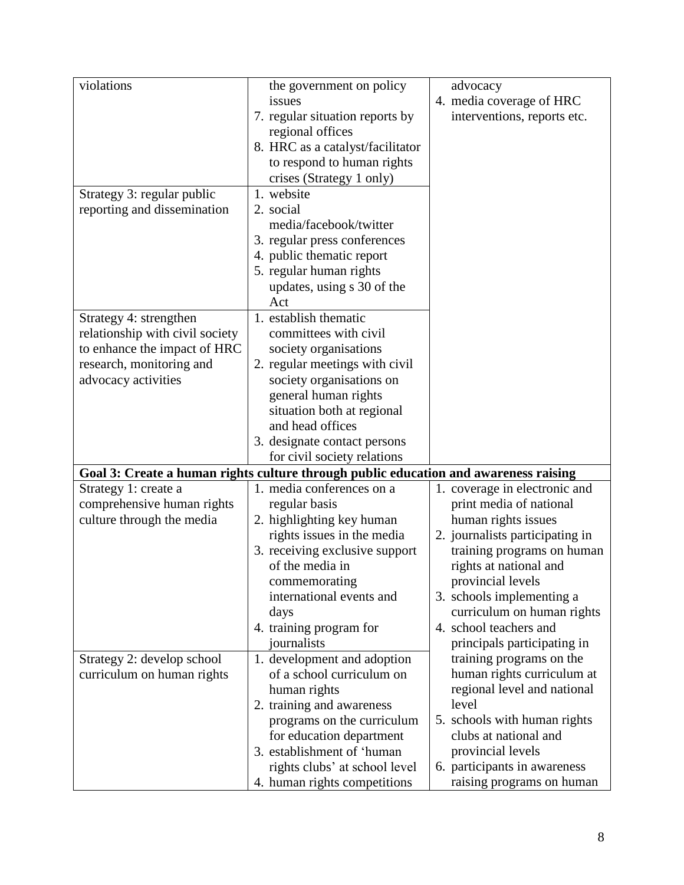| | | |
|---|---|---|
| violations | the government on policy issues<br>7. regular situation reports by regional offices<br>8. HRC as a catalyst/facilitator to respond to human rights crises (Strategy 1 only) | advocacy<br>4. media coverage of HRC interventions, reports etc. |
| Strategy 3: regular public reporting and dissemination | 1. website<br>2. social media/facebook/twitter<br>3. regular press conferences<br>4. public thematic report<br>5. regular human rights updates, using s 30 of the Act | |
| Strategy 4: strengthen relationship with civil society to enhance the impact of HRC research, monitoring and advocacy activities | 1. establish thematic committees with civil society organisations<br>2. regular meetings with civil society organisations on general human rights situation both at regional and head offices<br>3. designate contact persons for civil society relations | |
| **Goal 3: Create a human rights culture through public education and awareness raising** | | |
| Strategy 1: create a comprehensive human rights culture through the media | 1. media conferences on a regular basis<br>2. highlighting key human rights issues in the media<br>3. receiving exclusive support of the media in commemorating international events and days<br>4. training program for journalists | 1. coverage in electronic and print media of national human rights issues<br>2. journalists participating in training programs on human rights at national and provincial levels<br>3. schools implementing a curriculum on human rights<br>4. school teachers and principals participating in training programs on the human rights curriculum at regional level and national level<br>5. schools with human rights clubs at national and provincial levels<br>6. participants in awareness raising programs on human |
| Strategy 2: develop school curriculum on human rights | 1. development and adoption of a school curriculum on human rights<br>2. training and awareness programs on the curriculum for education department<br>3. establishment of 'human rights clubs' at school level<br>4. human rights competitions | |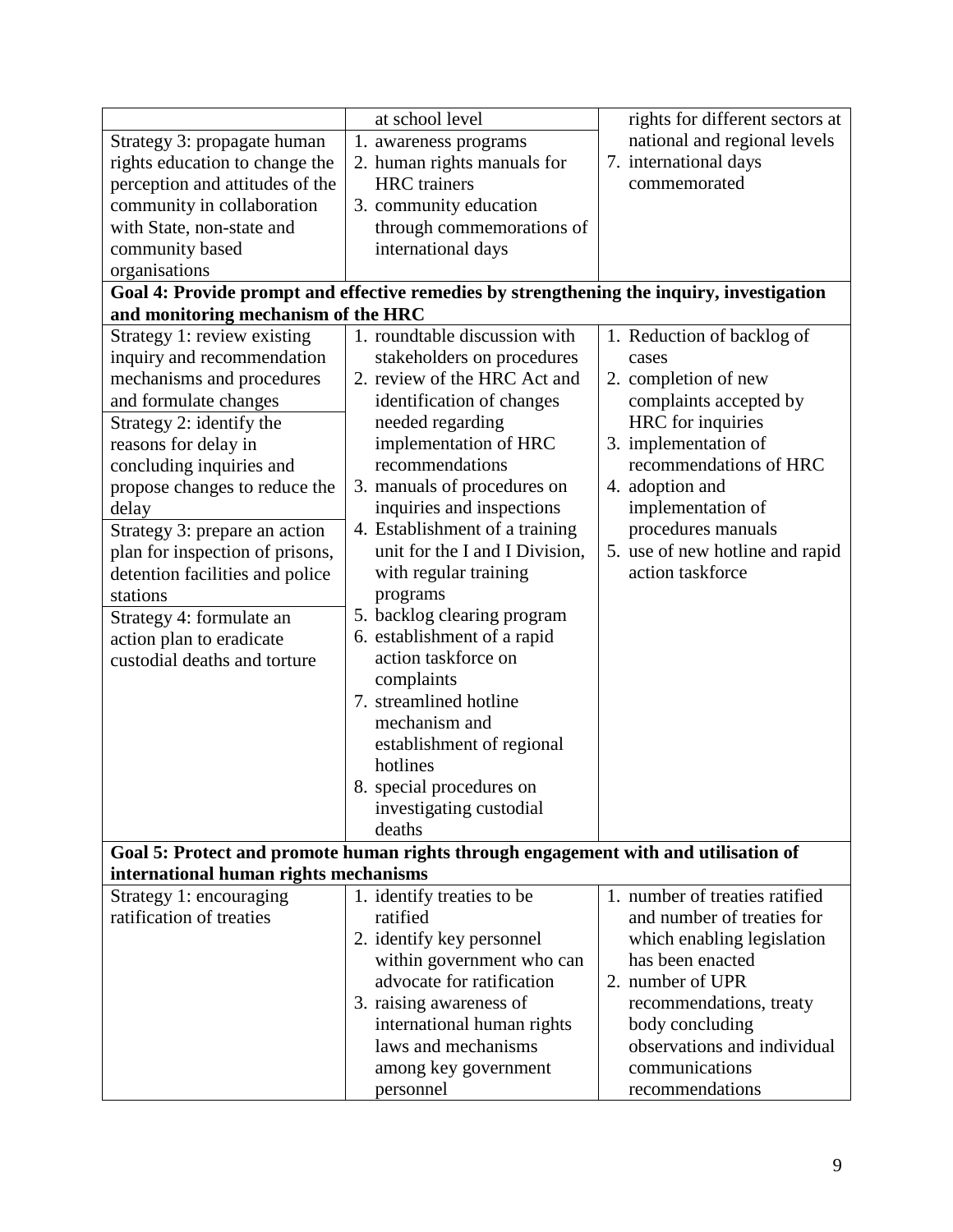| | | |
|---|---|---|
| | at school level | rights for different sectors at national and regional levels<br>7. international days commemorated |
| Strategy 3: propagate human rights education to change the perception and attitudes of the community in collaboration with State, non-state and community based organisations | 1. awareness programs<br>2. human rights manuals for HRC trainers<br>3. community education through commemorations of international days | |
| **Goal 4: Provide prompt and effective remedies by strengthening the inquiry, investigation and monitoring mechanism of the HRC** | | |
| Strategy 1: review existing inquiry and recommendation mechanisms and procedures and formulate changes<br>Strategy 2: identify the reasons for delay in concluding inquiries and propose changes to reduce the delay<br>Strategy 3: prepare an action plan for inspection of prisons, detention facilities and police stations<br>Strategy 4: formulate an action plan to eradicate custodial deaths and torture | 1. roundtable discussion with stakeholders on procedures<br>2. review of the HRC Act and identification of changes needed regarding implementation of HRC recommendations<br>3. manuals of procedures on inquiries and inspections<br>4. Establishment of a training unit for the I and I Division, with regular training programs<br>5. backlog clearing program<br>6. establishment of a rapid action taskforce on complaints<br>7. streamlined hotline mechanism and establishment of regional hotlines<br>8. special procedures on investigating custodial deaths | 1. Reduction of backlog of cases<br>2. completion of new complaints accepted by HRC for inquiries<br>3. implementation of recommendations of HRC<br>4. adoption and implementation of procedures manuals<br>5. use of new hotline and rapid action taskforce |
| **Goal 5: Protect and promote human rights through engagement with and utilisation of international human rights mechanisms** | | |
| Strategy 1: encouraging ratification of treaties | 1. identify treaties to be ratified<br>2. identify key personnel within government who can advocate for ratification<br>3. raising awareness of international human rights laws and mechanisms among key government personnel | 1. number of treaties ratified and number of treaties for which enabling legislation has been enacted<br>2. number of UPR recommendations, treaty body concluding observations and individual communications recommendations |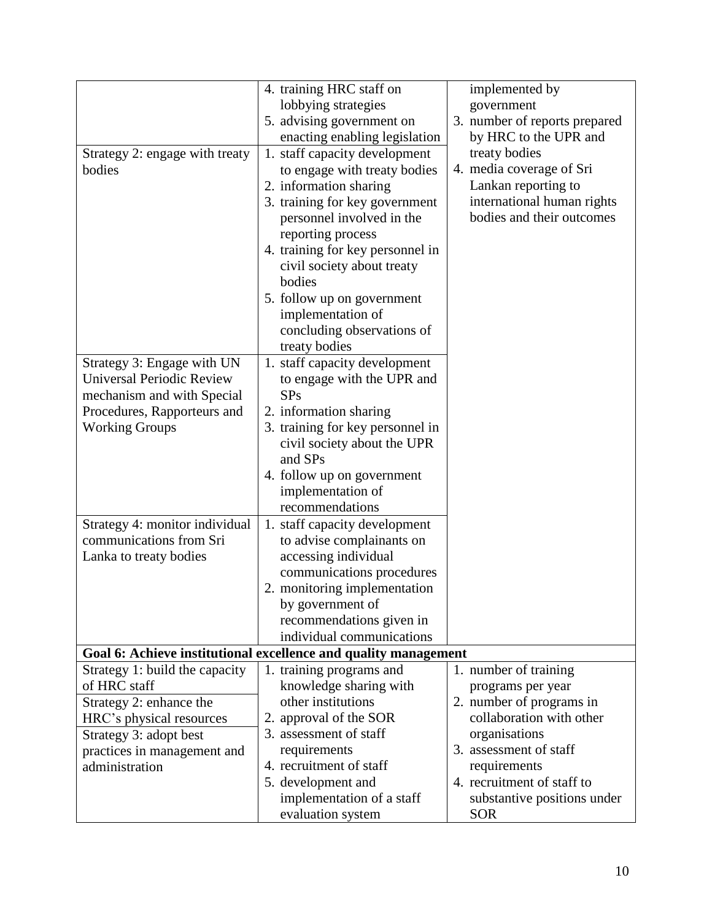| | | |
|---|---|---|
| | 4. training HRC staff on lobbying strategies<br>5. advising government on enacting enabling legislation | implemented by government<br>3. number of reports prepared by HRC to the UPR and treaty bodies<br>4. media coverage of Sri Lankan reporting to international human rights bodies and their outcomes |
| Strategy 2: engage with treaty bodies | 1. staff capacity development to engage with treaty bodies<br>2. information sharing<br>3. training for key government personnel involved in the reporting process<br>4. training for key personnel in civil society about treaty bodies<br>5. follow up on government implementation of concluding observations of treaty bodies | |
| Strategy 3: Engage with UN Universal Periodic Review mechanism and with Special Procedures, Rapporteurs and Working Groups | 1. staff capacity development to engage with the UPR and SPs<br>2. information sharing<br>3. training for key personnel in civil society about the UPR and SPs<br>4. follow up on government implementation of recommendations | |
| Strategy 4: monitor individual communications from Sri Lanka to treaty bodies | 1. staff capacity development to advise complainants on accessing individual communications procedures<br>2. monitoring implementation by government of recommendations given in individual communications | |
| **Goal 6: Achieve institutional excellence and quality management** | | |
| Strategy 1: build the capacity of HRC staff<br>Strategy 2: enhance the HRC's physical resources<br>Strategy 3: adopt best practices in management and administration | 1. training programs and knowledge sharing with other institutions<br>2. approval of the SOR<br>3. assessment of staff requirements<br>4. recruitment of staff<br>5. development and implementation of a staff evaluation system | 1. number of training programs per year<br>2. number of programs in collaboration with other organisations<br>3. assessment of staff requirements<br>4. recruitment of staff to substantive positions under SOR |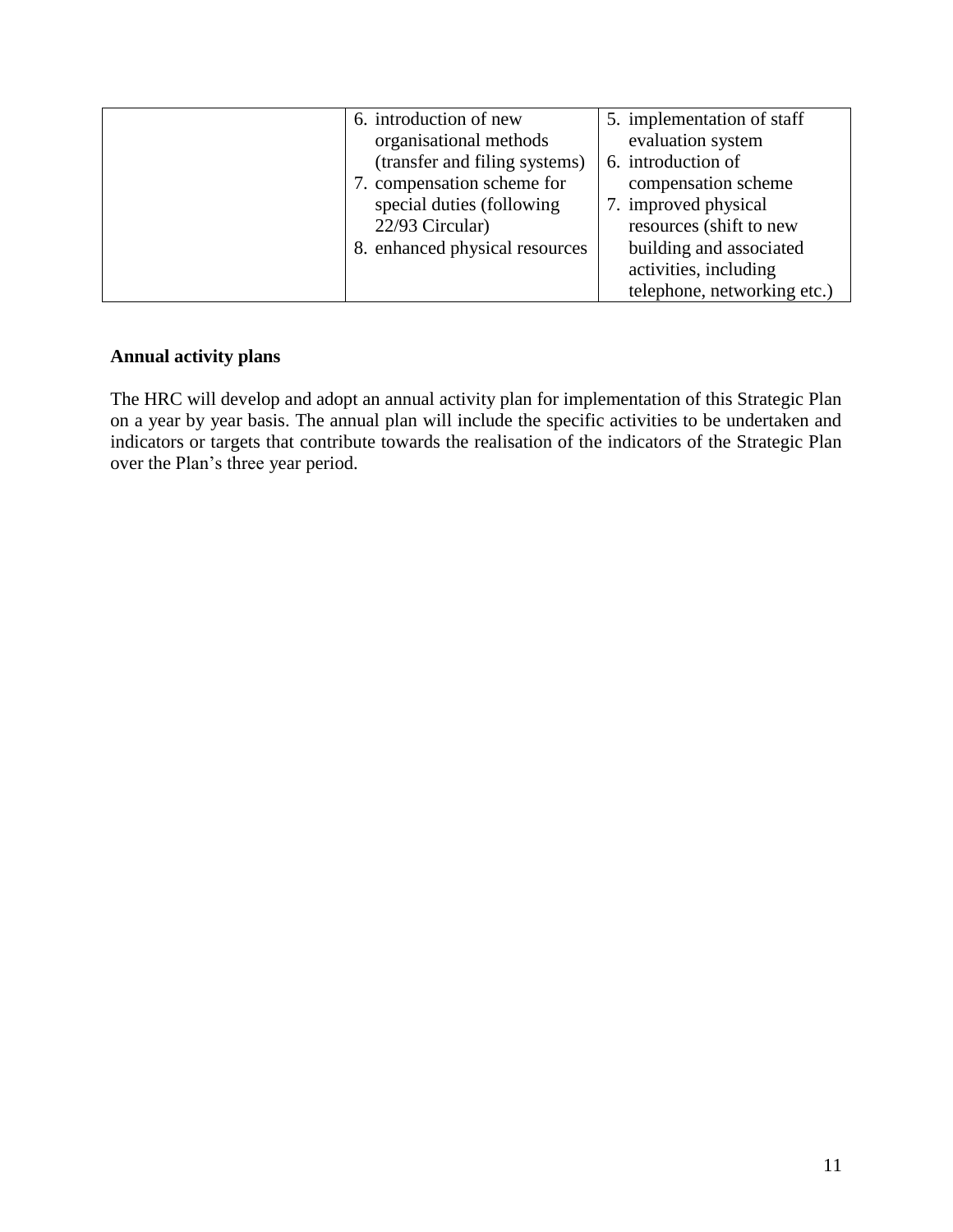| | | |
|---|---|---|
| | 6. introduction of new organisational methods (transfer and filing systems)<br>7. compensation scheme for special duties (following 22/93 Circular)<br>8. enhanced physical resources | 5. implementation of staff evaluation system<br>6. introduction of compensation scheme<br>7. improved physical resources (shift to new building and associated activities, including telephone, networking etc.) |

**Annual activity plans**

The HRC will develop and adopt an annual activity plan for implementation of this Strategic Plan on a year by year basis. The annual plan will include the specific activities to be undertaken and indicators or targets that contribute towards the realisation of the indicators of the Strategic Plan over the Plan's three year period.